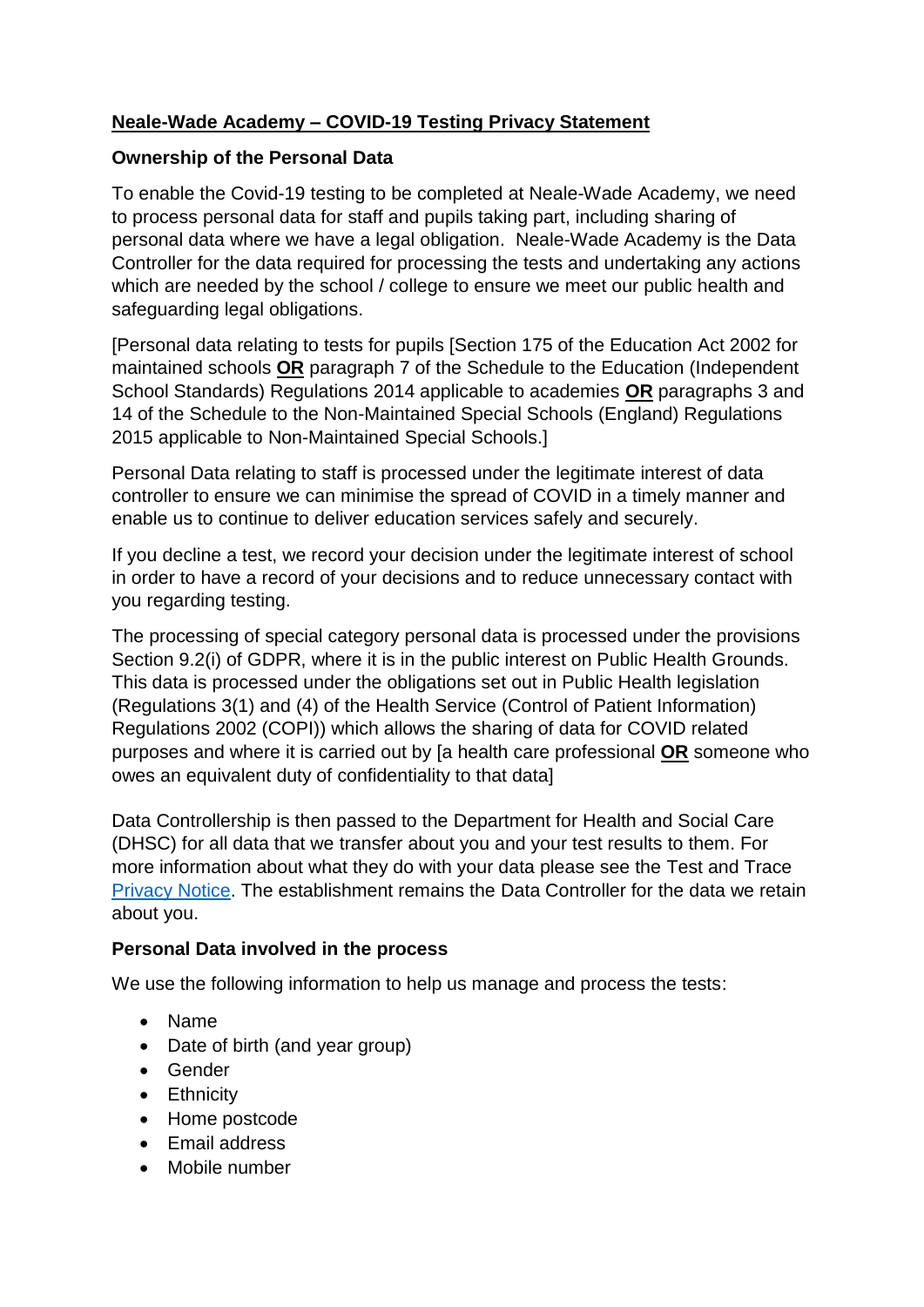# Neale-Wade Academy – COVID-19 Testing Privacy Statement

**Ownership of the Personal Data**

To enable the Covid-19 testing to be completed at Neale-Wade Academy, we need to process personal data for staff and pupils taking part, including sharing of personal data where we have a legal obligation. Neale-Wade Academy is the Data Controller for the data required for processing the tests and undertaking any actions which are needed by the school / college to ensure we meet our public health and safeguarding legal obligations.

[Personal data relating to tests for pupils [Section 175 of the Education Act 2002 for maintained schools **OR** paragraph 7 of the Schedule to the Education (Independent School Standards) Regulations 2014 applicable to academies **OR** paragraphs 3 and 14 of the Schedule to the Non-Maintained Special Schools (England) Regulations 2015 applicable to Non-Maintained Special Schools.]

Personal Data relating to staff is processed under the legitimate interest of data controller to ensure we can minimise the spread of COVID in a timely manner and enable us to continue to deliver education services safely and securely.

If you decline a test, we record your decision under the legitimate interest of school in order to have a record of your decisions and to reduce unnecessary contact with you regarding testing.

The processing of special category personal data is processed under the provisions Section 9.2(i) of GDPR, where it is in the public interest on Public Health Grounds. This data is processed under the obligations set out in Public Health legislation (Regulations 3(1) and (4) of the Health Service (Control of Patient Information) Regulations 2002 (COPI)) which allows the sharing of data for COVID related purposes and where it is carried out by [a health care professional **OR** someone who owes an equivalent duty of confidentiality to that data]

Data Controllership is then passed to the Department for Health and Social Care (DHSC) for all data that we transfer about you and your test results to them. For more information about what they do with your data please see the Test and Trace Privacy Notice. The establishment remains the Data Controller for the data we retain about you.

**Personal Data involved in the process**

We use the following information to help us manage and process the tests:

- Name
- Date of birth (and year group)
- Gender
- Ethnicity
- Home postcode
- Email address
- Mobile number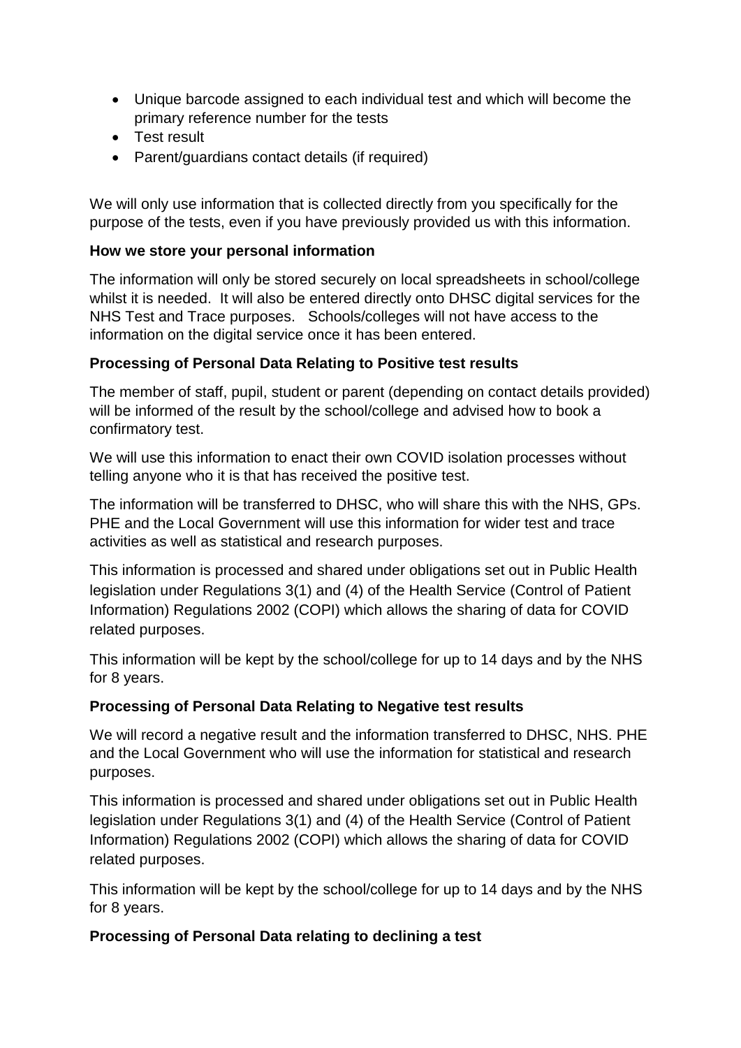- Unique barcode assigned to each individual test and which will become the primary reference number for the tests
- Test result
- Parent/guardians contact details (if required)

We will only use information that is collected directly from you specifically for the purpose of the tests, even if you have previously provided us with this information.

**How we store your personal information**

The information will only be stored securely on local spreadsheets in school/college whilst it is needed. It will also be entered directly onto DHSC digital services for the NHS Test and Trace purposes. Schools/colleges will not have access to the information on the digital service once it has been entered.

**Processing of Personal Data Relating to Positive test results**

The member of staff, pupil, student or parent (depending on contact details provided) will be informed of the result by the school/college and advised how to book a confirmatory test.

We will use this information to enact their own COVID isolation processes without telling anyone who it is that has received the positive test.

The information will be transferred to DHSC, who will share this with the NHS, GPs. PHE and the Local Government will use this information for wider test and trace activities as well as statistical and research purposes.

This information is processed and shared under obligations set out in Public Health legislation under Regulations 3(1) and (4) of the Health Service (Control of Patient Information) Regulations 2002 (COPI) which allows the sharing of data for COVID related purposes.

This information will be kept by the school/college for up to 14 days and by the NHS for 8 years.

**Processing of Personal Data Relating to Negative test results**

We will record a negative result and the information transferred to DHSC, NHS. PHE and the Local Government who will use the information for statistical and research purposes.

This information is processed and shared under obligations set out in Public Health legislation under Regulations 3(1) and (4) of the Health Service (Control of Patient Information) Regulations 2002 (COPI) which allows the sharing of data for COVID related purposes.

This information will be kept by the school/college for up to 14 days and by the NHS for 8 years.

**Processing of Personal Data relating to declining a test**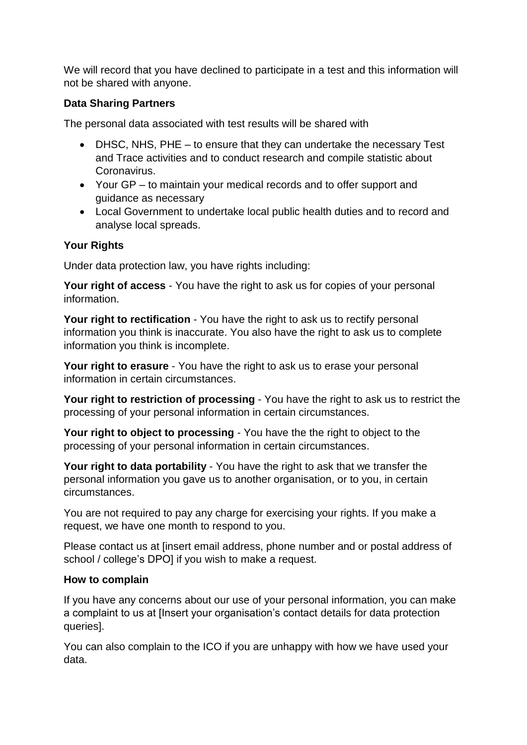We will record that you have declined to participate in a test and this information will not be shared with anyone.

**Data Sharing Partners**

The personal data associated with test results will be shared with

- DHSC, NHS, PHE – to ensure that they can undertake the necessary Test and Trace activities and to conduct research and compile statistic about Coronavirus.
- Your GP – to maintain your medical records and to offer support and guidance as necessary
- Local Government to undertake local public health duties and to record and analyse local spreads.

**Your Rights**

Under data protection law, you have rights including:

**Your right of access** - You have the right to ask us for copies of your personal information.

**Your right to rectification** - You have the right to ask us to rectify personal information you think is inaccurate. You also have the right to ask us to complete information you think is incomplete.

**Your right to erasure** - You have the right to ask us to erase your personal information in certain circumstances.

**Your right to restriction of processing** - You have the right to ask us to restrict the processing of your personal information in certain circumstances.

**Your right to object to processing** - You have the the right to object to the processing of your personal information in certain circumstances.

**Your right to data portability** - You have the right to ask that we transfer the personal information you gave us to another organisation, or to you, in certain circumstances.

You are not required to pay any charge for exercising your rights. If you make a request, we have one month to respond to you.

Please contact us at [insert email address, phone number and or postal address of school / college's DPO] if you wish to make a request.

**How to complain**

If you have any concerns about our use of your personal information, you can make a complaint to us at [Insert your organisation's contact details for data protection queries].

You can also complain to the ICO if you are unhappy with how we have used your data.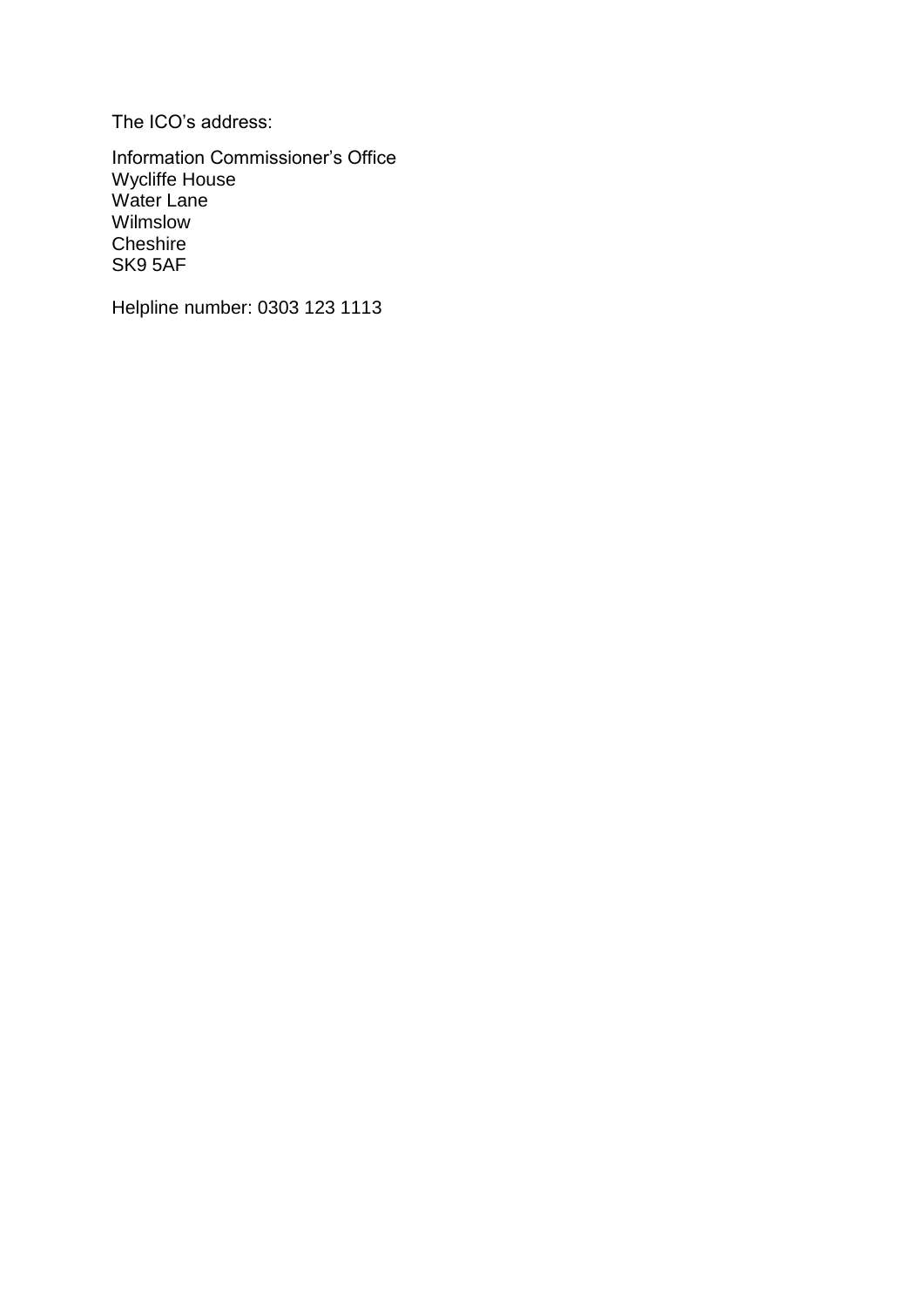The ICO's address:

Information Commissioner's Office
Wycliffe House
Water Lane
Wilmslow
Cheshire
SK9 5AF

Helpline number: 0303 123 1113